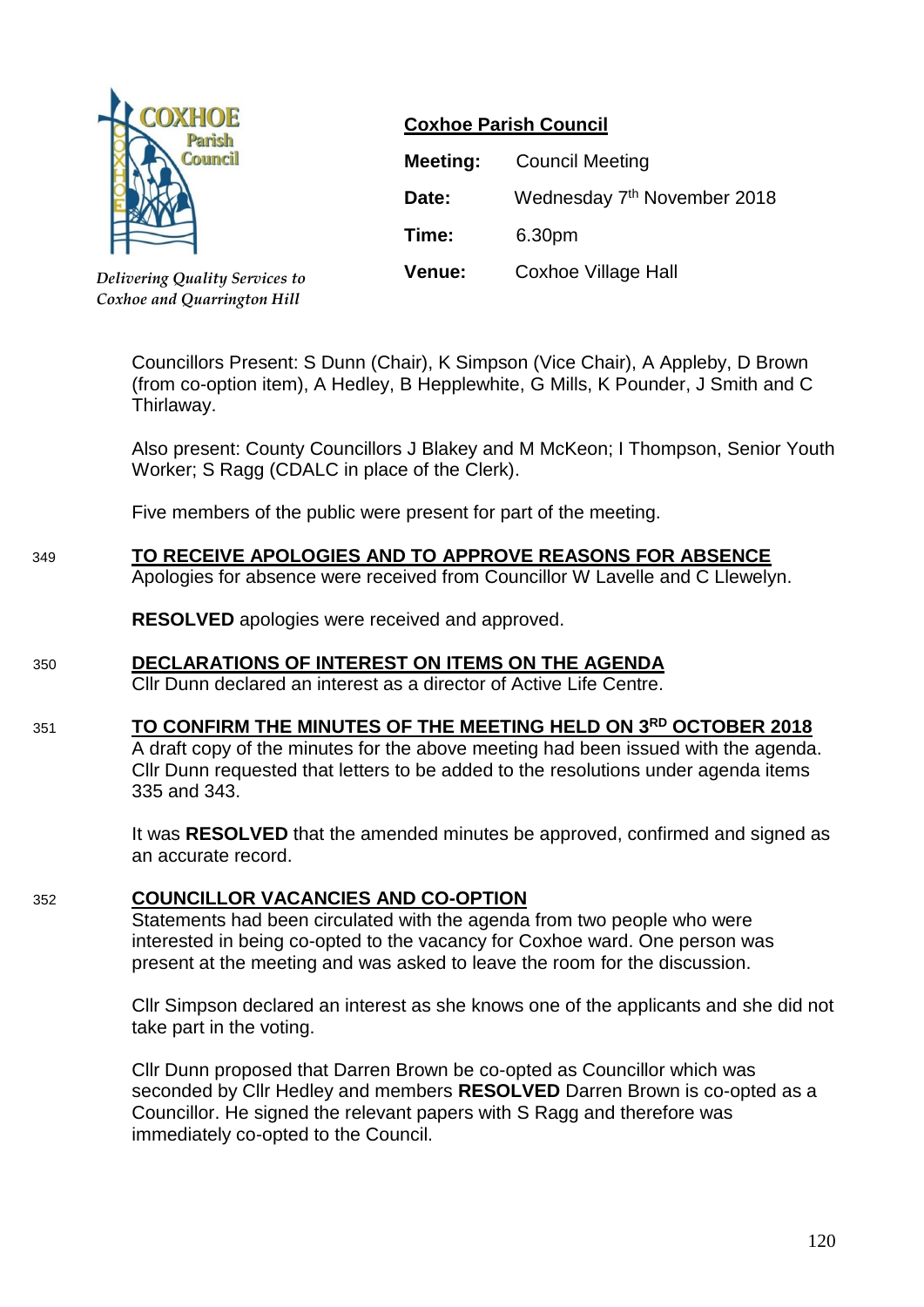COXHOE Parish Council

*Delivering Quality Services to Coxhoe and Quarrington Hill*

## Coxhoe Parish Council

| | |
|---|---|
| **Meeting:** | Council Meeting |
| **Date:** | Wednesday 7th November 2018 |
| **Time:** | 6.30pm |
| **Venue:** | Coxhoe Village Hall |

Councillors Present: S Dunn (Chair), K Simpson (Vice Chair), A Appleby, D Brown (from co-option item), A Hedley, B Hepplewhite, G Mills, K Pounder, J Smith and C Thirlaway.

Also present: County Councillors J Blakey and M McKeon; I Thompson, Senior Youth Worker; S Ragg (CDALC in place of the Clerk).

Five members of the public were present for part of the meeting.

### 349 TO RECEIVE APOLOGIES AND TO APPROVE REASONS FOR ABSENCE

Apologies for absence were received from Councillor W Lavelle and C Llewelyn.

**RESOLVED** apologies were received and approved.

### 350 DECLARATIONS OF INTEREST ON ITEMS ON THE AGENDA

Cllr Dunn declared an interest as a director of Active Life Centre.

### 351 TO CONFIRM THE MINUTES OF THE MEETING HELD ON 3RD OCTOBER 2018

A draft copy of the minutes for the above meeting had been issued with the agenda. Cllr Dunn requested that letters to be added to the resolutions under agenda items 335 and 343.

It was **RESOLVED** that the amended minutes be approved, confirmed and signed as an accurate record.

### 352 COUNCILLOR VACANCIES AND CO-OPTION

Statements had been circulated with the agenda from two people who were interested in being co-opted to the vacancy for Coxhoe ward. One person was present at the meeting and was asked to leave the room for the discussion.

Cllr Simpson declared an interest as she knows one of the applicants and she did not take part in the voting.

Cllr Dunn proposed that Darren Brown be co-opted as Councillor which was seconded by Cllr Hedley and members **RESOLVED** Darren Brown is co-opted as a Councillor. He signed the relevant papers with S Ragg and therefore was immediately co-opted to the Council.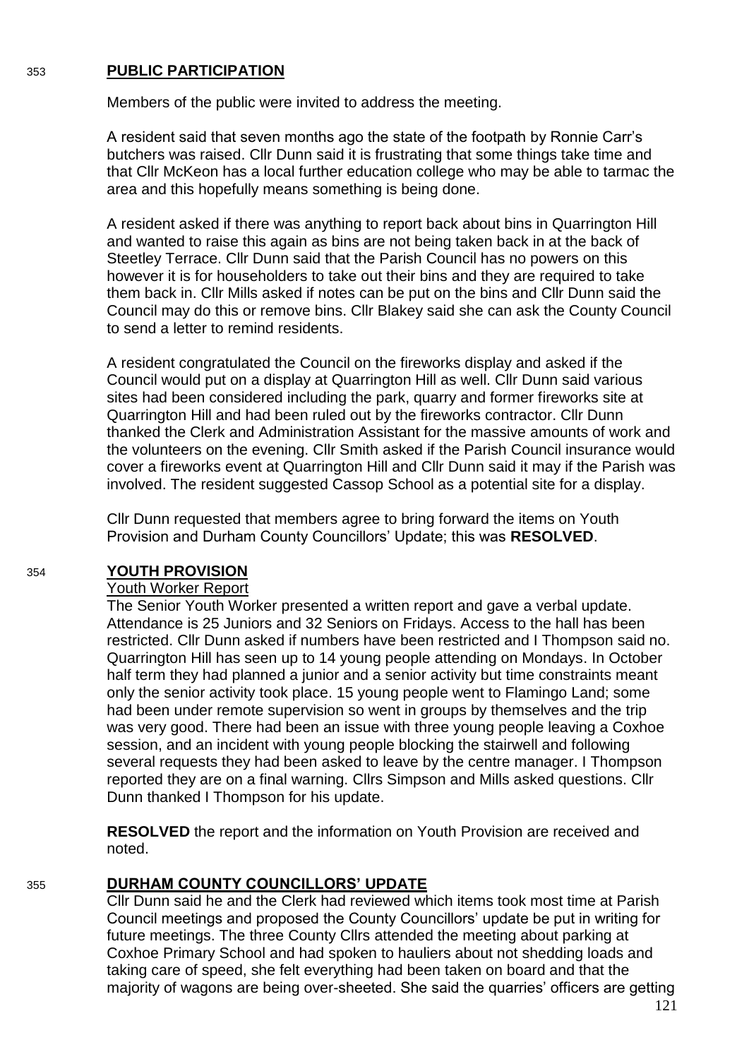## 353 PUBLIC PARTICIPATION

Members of the public were invited to address the meeting.

A resident said that seven months ago the state of the footpath by Ronnie Carr's butchers was raised. Cllr Dunn said it is frustrating that some things take time and that Cllr McKeon has a local further education college who may be able to tarmac the area and this hopefully means something is being done.

A resident asked if there was anything to report back about bins in Quarrington Hill and wanted to raise this again as bins are not being taken back in at the back of Steetley Terrace. Cllr Dunn said that the Parish Council has no powers on this however it is for householders to take out their bins and they are required to take them back in. Cllr Mills asked if notes can be put on the bins and Cllr Dunn said the Council may do this or remove bins. Cllr Blakey said she can ask the County Council to send a letter to remind residents.

A resident congratulated the Council on the fireworks display and asked if the Council would put on a display at Quarrington Hill as well. Cllr Dunn said various sites had been considered including the park, quarry and former fireworks site at Quarrington Hill and had been ruled out by the fireworks contractor. Cllr Dunn thanked the Clerk and Administration Assistant for the massive amounts of work and the volunteers on the evening. Cllr Smith asked if the Parish Council insurance would cover a fireworks event at Quarrington Hill and Cllr Dunn said it may if the Parish was involved. The resident suggested Cassop School as a potential site for a display.

Cllr Dunn requested that members agree to bring forward the items on Youth Provision and Durham County Councillors' Update; this was **RESOLVED**.

## 354 YOUTH PROVISION

Youth Worker Report

The Senior Youth Worker presented a written report and gave a verbal update. Attendance is 25 Juniors and 32 Seniors on Fridays. Access to the hall has been restricted. Cllr Dunn asked if numbers have been restricted and I Thompson said no. Quarrington Hill has seen up to 14 young people attending on Mondays. In October half term they had planned a junior and a senior activity but time constraints meant only the senior activity took place. 15 young people went to Flamingo Land; some had been under remote supervision so went in groups by themselves and the trip was very good. There had been an issue with three young people leaving a Coxhoe session, and an incident with young people blocking the stairwell and following several requests they had been asked to leave by the centre manager. I Thompson reported they are on a final warning. Cllrs Simpson and Mills asked questions. Cllr Dunn thanked I Thompson for his update.

**RESOLVED** the report and the information on Youth Provision are received and noted.

## 355 DURHAM COUNTY COUNCILLORS' UPDATE

Cllr Dunn said he and the Clerk had reviewed which items took most time at Parish Council meetings and proposed the County Councillors' update be put in writing for future meetings. The three County Cllrs attended the meeting about parking at Coxhoe Primary School and had spoken to hauliers about not shedding loads and taking care of speed, she felt everything had been taken on board and that the majority of wagons are being over-sheeted. She said the quarries' officers are getting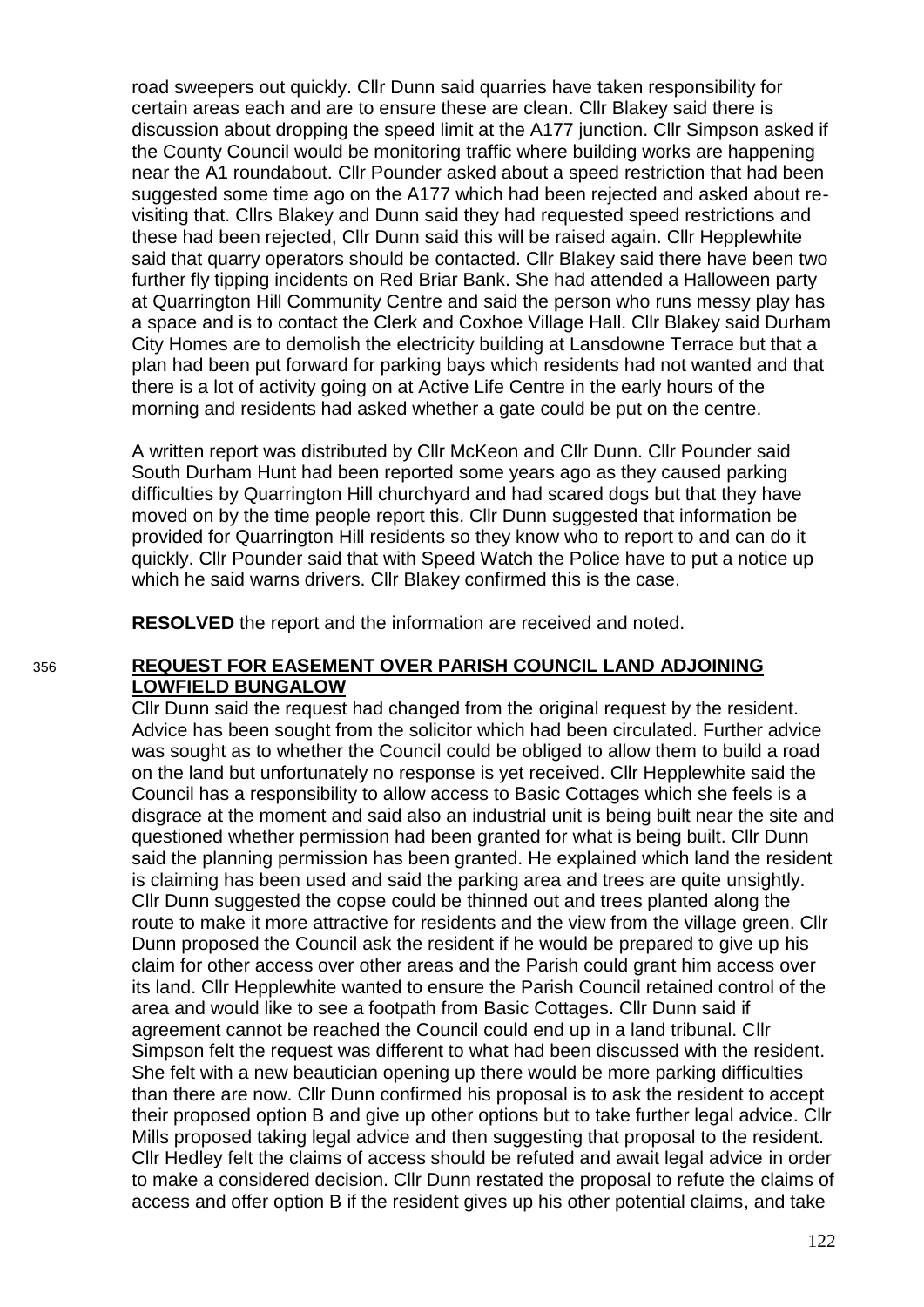road sweepers out quickly. Cllr Dunn said quarries have taken responsibility for certain areas each and are to ensure these are clean. Cllr Blakey said there is discussion about dropping the speed limit at the A177 junction. Cllr Simpson asked if the County Council would be monitoring traffic where building works are happening near the A1 roundabout. Cllr Pounder asked about a speed restriction that had been suggested some time ago on the A177 which had been rejected and asked about re-visiting that. Cllrs Blakey and Dunn said they had requested speed restrictions and these had been rejected, Cllr Dunn said this will be raised again. Cllr Hepplewhite said that quarry operators should be contacted. Cllr Blakey said there have been two further fly tipping incidents on Red Briar Bank. She had attended a Halloween party at Quarrington Hill Community Centre and said the person who runs messy play has a space and is to contact the Clerk and Coxhoe Village Hall. Cllr Blakey said Durham City Homes are to demolish the electricity building at Lansdowne Terrace but that a plan had been put forward for parking bays which residents had not wanted and that there is a lot of activity going on at Active Life Centre in the early hours of the morning and residents had asked whether a gate could be put on the centre.

A written report was distributed by Cllr McKeon and Cllr Dunn. Cllr Pounder said South Durham Hunt had been reported some years ago as they caused parking difficulties by Quarrington Hill churchyard and had scared dogs but that they have moved on by the time people report this. Cllr Dunn suggested that information be provided for Quarrington Hill residents so they know who to report to and can do it quickly. Cllr Pounder said that with Speed Watch the Police have to put a notice up which he said warns drivers. Cllr Blakey confirmed this is the case.

**RESOLVED** the report and the information are received and noted.

356 **REQUEST FOR EASEMENT OVER PARISH COUNCIL LAND ADJOINING LOWFIELD BUNGALOW**

Cllr Dunn said the request had changed from the original request by the resident. Advice has been sought from the solicitor which had been circulated. Further advice was sought as to whether the Council could be obliged to allow them to build a road on the land but unfortunately no response is yet received. Cllr Hepplewhite said the Council has a responsibility to allow access to Basic Cottages which she feels is a disgrace at the moment and said also an industrial unit is being built near the site and questioned whether permission had been granted for what is being built. Cllr Dunn said the planning permission has been granted. He explained which land the resident is claiming has been used and said the parking area and trees are quite unsightly. Cllr Dunn suggested the copse could be thinned out and trees planted along the route to make it more attractive for residents and the view from the village green. Cllr Dunn proposed the Council ask the resident if he would be prepared to give up his claim for other access over other areas and the Parish could grant him access over its land. Cllr Hepplewhite wanted to ensure the Parish Council retained control of the area and would like to see a footpath from Basic Cottages. Cllr Dunn said if agreement cannot be reached the Council could end up in a land tribunal. Cllr Simpson felt the request was different to what had been discussed with the resident. She felt with a new beautician opening up there would be more parking difficulties than there are now. Cllr Dunn confirmed his proposal is to ask the resident to accept their proposed option B and give up other options but to take further legal advice. Cllr Mills proposed taking legal advice and then suggesting that proposal to the resident. Cllr Hedley felt the claims of access should be refuted and await legal advice in order to make a considered decision. Cllr Dunn restated the proposal to refute the claims of access and offer option B if the resident gives up his other potential claims, and take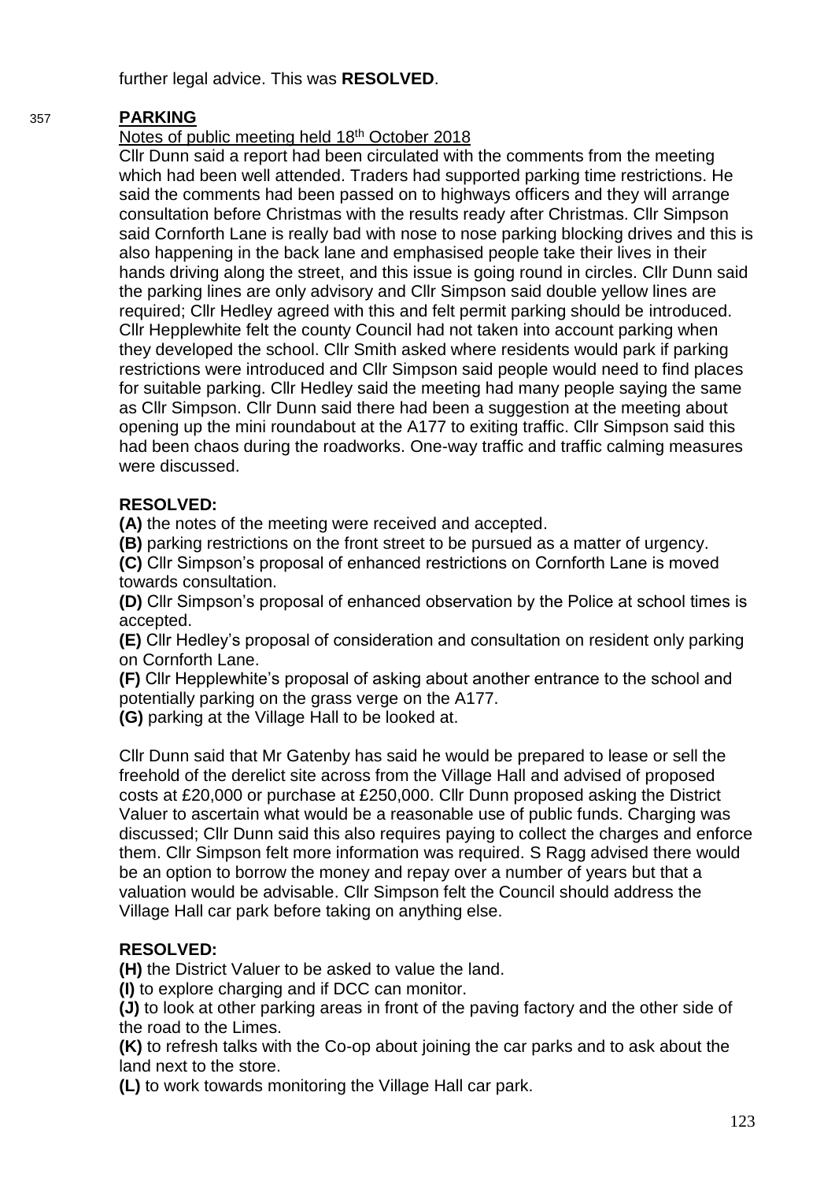further legal advice. This was **RESOLVED**.

357 **PARKING**

Notes of public meeting held 18th October 2018

Cllr Dunn said a report had been circulated with the comments from the meeting which had been well attended. Traders had supported parking time restrictions. He said the comments had been passed on to highways officers and they will arrange consultation before Christmas with the results ready after Christmas. Cllr Simpson said Cornforth Lane is really bad with nose to nose parking blocking drives and this is also happening in the back lane and emphasised people take their lives in their hands driving along the street, and this issue is going round in circles. Cllr Dunn said the parking lines are only advisory and Cllr Simpson said double yellow lines are required; Cllr Hedley agreed with this and felt permit parking should be introduced. Cllr Hepplewhite felt the county Council had not taken into account parking when they developed the school. Cllr Smith asked where residents would park if parking restrictions were introduced and Cllr Simpson said people would need to find places for suitable parking. Cllr Hedley said the meeting had many people saying the same as Cllr Simpson. Cllr Dunn said there had been a suggestion at the meeting about opening up the mini roundabout at the A177 to exiting traffic. Cllr Simpson said this had been chaos during the roadworks. One-way traffic and traffic calming measures were discussed.

**RESOLVED:**

**(A)** the notes of the meeting were received and accepted.

**(B)** parking restrictions on the front street to be pursued as a matter of urgency.

**(C)** Cllr Simpson's proposal of enhanced restrictions on Cornforth Lane is moved towards consultation.

**(D)** Cllr Simpson's proposal of enhanced observation by the Police at school times is accepted.

**(E)** Cllr Hedley's proposal of consideration and consultation on resident only parking on Cornforth Lane.

**(F)** Cllr Hepplewhite's proposal of asking about another entrance to the school and potentially parking on the grass verge on the A177.

**(G)** parking at the Village Hall to be looked at.

Cllr Dunn said that Mr Gatenby has said he would be prepared to lease or sell the freehold of the derelict site across from the Village Hall and advised of proposed costs at £20,000 or purchase at £250,000. Cllr Dunn proposed asking the District Valuer to ascertain what would be a reasonable use of public funds. Charging was discussed; Cllr Dunn said this also requires paying to collect the charges and enforce them. Cllr Simpson felt more information was required. S Ragg advised there would be an option to borrow the money and repay over a number of years but that a valuation would be advisable. Cllr Simpson felt the Council should address the Village Hall car park before taking on anything else.

**RESOLVED:**

**(H)** the District Valuer to be asked to value the land.

**(I)** to explore charging and if DCC can monitor.

**(J)** to look at other parking areas in front of the paving factory and the other side of the road to the Limes.

**(K)** to refresh talks with the Co-op about joining the car parks and to ask about the land next to the store.

**(L)** to work towards monitoring the Village Hall car park.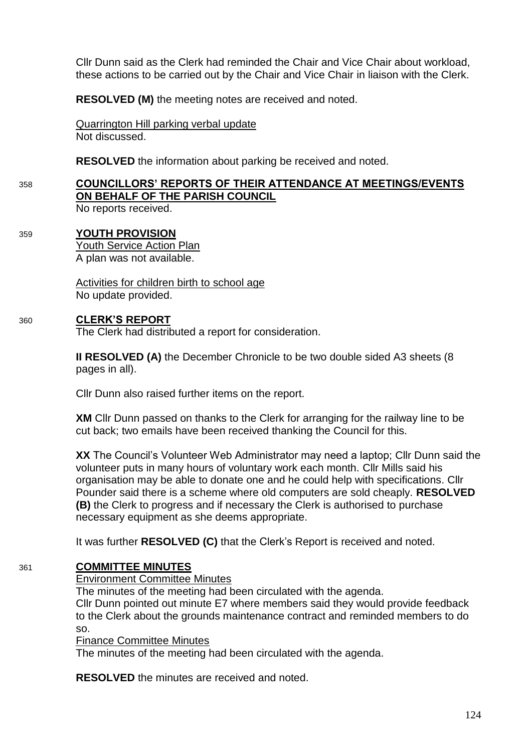Cllr Dunn said as the Clerk had reminded the Chair and Vice Chair about workload, these actions to be carried out by the Chair and Vice Chair in liaison with the Clerk.

**RESOLVED (M)** the meeting notes are received and noted.

Quarrington Hill parking verbal update
Not discussed.

**RESOLVED** the information about parking be received and noted.

358 **COUNCILLORS' REPORTS OF THEIR ATTENDANCE AT MEETINGS/EVENTS ON BEHALF OF THE PARISH COUNCIL**
No reports received.

359 **YOUTH PROVISION**
Youth Service Action Plan
A plan was not available.

Activities for children birth to school age
No update provided.

360 **CLERK'S REPORT**
The Clerk had distributed a report for consideration.

**II RESOLVED (A)** the December Chronicle to be two double sided A3 sheets (8 pages in all).

Cllr Dunn also raised further items on the report.

**XM** Cllr Dunn passed on thanks to the Clerk for arranging for the railway line to be cut back; two emails have been received thanking the Council for this.

**XX** The Council's Volunteer Web Administrator may need a laptop; Cllr Dunn said the volunteer puts in many hours of voluntary work each month. Cllr Mills said his organisation may be able to donate one and he could help with specifications. Cllr Pounder said there is a scheme where old computers are sold cheaply. **RESOLVED (B)** the Clerk to progress and if necessary the Clerk is authorised to purchase necessary equipment as she deems appropriate.

It was further **RESOLVED (C)** that the Clerk's Report is received and noted.

361 **COMMITTEE MINUTES**
Environment Committee Minutes
The minutes of the meeting had been circulated with the agenda.
Cllr Dunn pointed out minute E7 where members said they would provide feedback to the Clerk about the grounds maintenance contract and reminded members to do so.
Finance Committee Minutes
The minutes of the meeting had been circulated with the agenda.

**RESOLVED** the minutes are received and noted.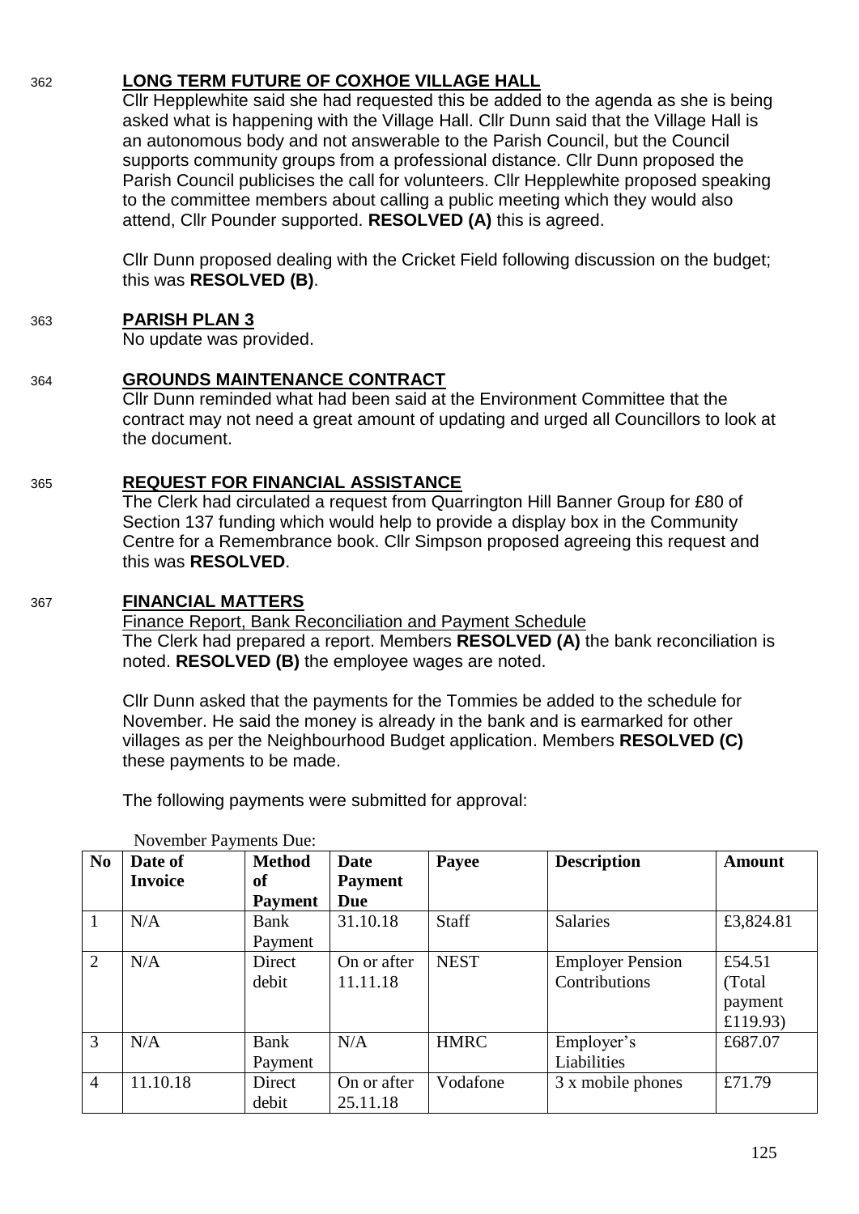362 **LONG TERM FUTURE OF COXHOE VILLAGE HALL**

Cllr Hepplewhite said she had requested this be added to the agenda as she is being asked what is happening with the Village Hall. Cllr Dunn said that the Village Hall is an autonomous body and not answerable to the Parish Council, but the Council supports community groups from a professional distance. Cllr Dunn proposed the Parish Council publicises the call for volunteers. Cllr Hepplewhite proposed speaking to the committee members about calling a public meeting which they would also attend, Cllr Pounder supported. **RESOLVED (A)** this is agreed.

Cllr Dunn proposed dealing with the Cricket Field following discussion on the budget; this was **RESOLVED (B)**.

363 **PARISH PLAN 3**

No update was provided.

364 **GROUNDS MAINTENANCE CONTRACT**

Cllr Dunn reminded what had been said at the Environment Committee that the contract may not need a great amount of updating and urged all Councillors to look at the document.

365 **REQUEST FOR FINANCIAL ASSISTANCE**

The Clerk had circulated a request from Quarrington Hill Banner Group for £80 of Section 137 funding which would help to provide a display box in the Community Centre for a Remembrance book. Cllr Simpson proposed agreeing this request and this was **RESOLVED**.

367 **FINANCIAL MATTERS**

Finance Report, Bank Reconciliation and Payment Schedule

The Clerk had prepared a report. Members **RESOLVED (A)** the bank reconciliation is noted. **RESOLVED (B)** the employee wages are noted.

Cllr Dunn asked that the payments for the Tommies be added to the schedule for November. He said the money is already in the bank and is earmarked for other villages as per the Neighbourhood Budget application. Members **RESOLVED (C)** these payments to be made.

The following payments were submitted for approval:

November Payments Due:

| No | Date of Invoice | Method of Payment | Date Payment Due | Payee | Description | Amount |
|---|---|---|---|---|---|---|
| 1 | N/A | Bank Payment | 31.10.18 | Staff | Salaries | £3,824.81 |
| 2 | N/A | Direct debit | On or after 11.11.18 | NEST | Employer Pension Contributions | £54.51 (Total payment £119.93) |
| 3 | N/A | Bank Payment | N/A | HMRC | Employer's Liabilities | £687.07 |
| 4 | 11.10.18 | Direct debit | On or after 25.11.18 | Vodafone | 3 x mobile phones | £71.79 |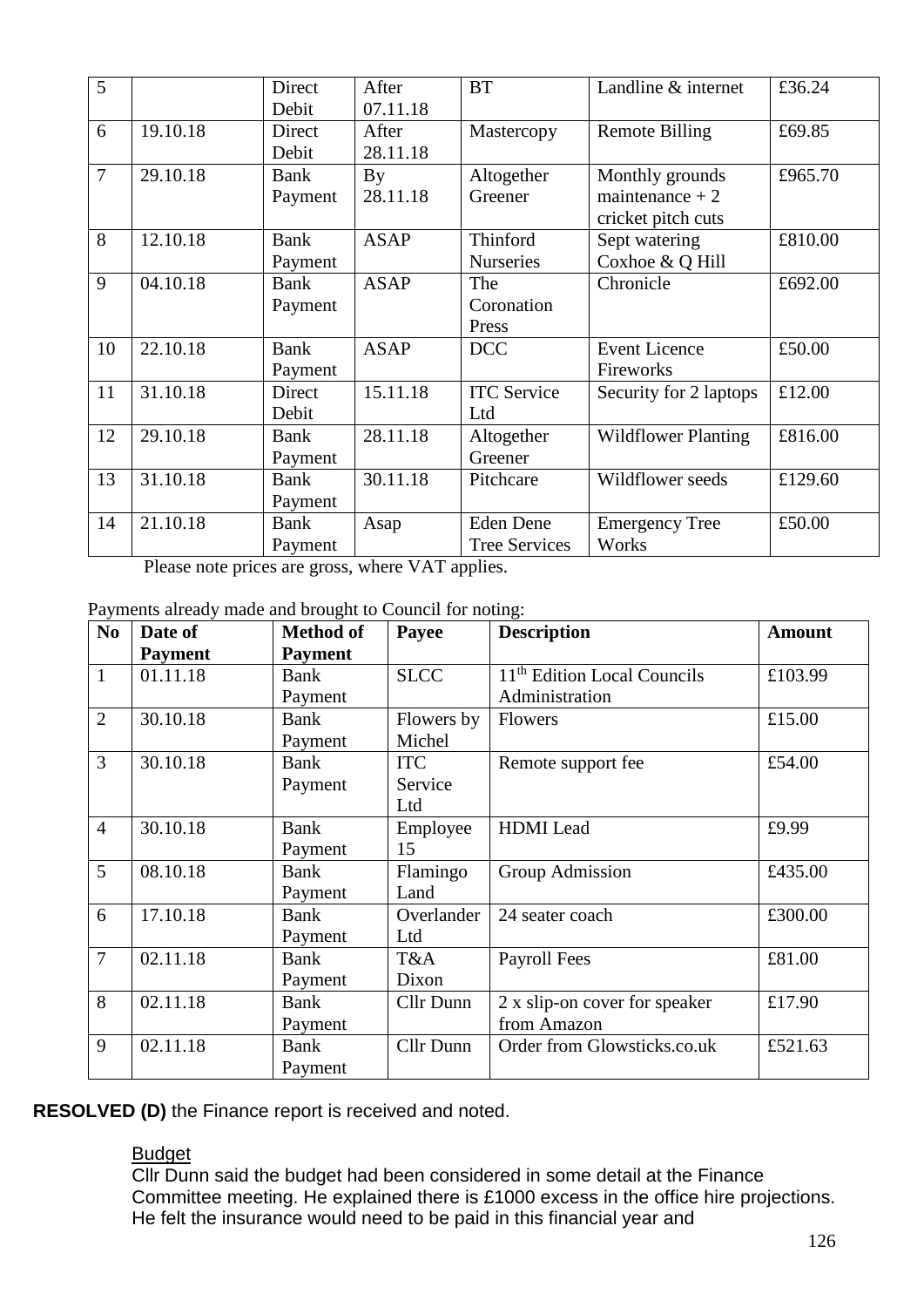| 5 | | Direct Debit | After 07.11.18 | BT | Landline & internet | £36.24 |
|---|---|---|---|---|---|---|
| 6 | 19.10.18 | Direct Debit | After 28.11.18 | Mastercopy | Remote Billing | £69.85 |
| 7 | 29.10.18 | Bank Payment | By 28.11.18 | Altogether Greener | Monthly grounds maintenance + 2 cricket pitch cuts | £965.70 |
| 8 | 12.10.18 | Bank Payment | ASAP | Thinford Nurseries | Sept watering Coxhoe & Q Hill | £810.00 |
| 9 | 04.10.18 | Bank Payment | ASAP | The Coronation Press | Chronicle | £692.00 |
| 10 | 22.10.18 | Bank Payment | ASAP | DCC | Event Licence Fireworks | £50.00 |
| 11 | 31.10.18 | Direct Debit | 15.11.18 | ITC Service Ltd | Security for 2 laptops | £12.00 |
| 12 | 29.10.18 | Bank Payment | 28.11.18 | Altogether Greener | Wildflower Planting | £816.00 |
| 13 | 31.10.18 | Bank Payment | 30.11.18 | Pitchcare | Wildflower seeds | £129.60 |
| 14 | 21.10.18 | Bank Payment | Asap | Eden Dene Tree Services | Emergency Tree Works | £50.00 |

Please note prices are gross, where VAT applies.

Payments already made and brought to Council for noting:

| No | Date of Payment | Method of Payment | Payee | Description | Amount |
|---|---|---|---|---|---|
| 1 | 01.11.18 | Bank Payment | SLCC | 11th Edition Local Councils Administration | £103.99 |
| 2 | 30.10.18 | Bank Payment | Flowers by Michel | Flowers | £15.00 |
| 3 | 30.10.18 | Bank Payment | ITC Service Ltd | Remote support fee | £54.00 |
| 4 | 30.10.18 | Bank Payment | Employee 15 | HDMI Lead | £9.99 |
| 5 | 08.10.18 | Bank Payment | Flamingo Land | Group Admission | £435.00 |
| 6 | 17.10.18 | Bank Payment | Overlander Ltd | 24 seater coach | £300.00 |
| 7 | 02.11.18 | Bank Payment | T&A Dixon | Payroll Fees | £81.00 |
| 8 | 02.11.18 | Bank Payment | Cllr Dunn | 2 x slip-on cover for speaker from Amazon | £17.90 |
| 9 | 02.11.18 | Bank Payment | Cllr Dunn | Order from Glowsticks.co.uk | £521.63 |

**RESOLVED (D)** the Finance report is received and noted.

Budget

Cllr Dunn said the budget had been considered in some detail at the Finance Committee meeting. He explained there is £1000 excess in the office hire projections. He felt the insurance would need to be paid in this financial year and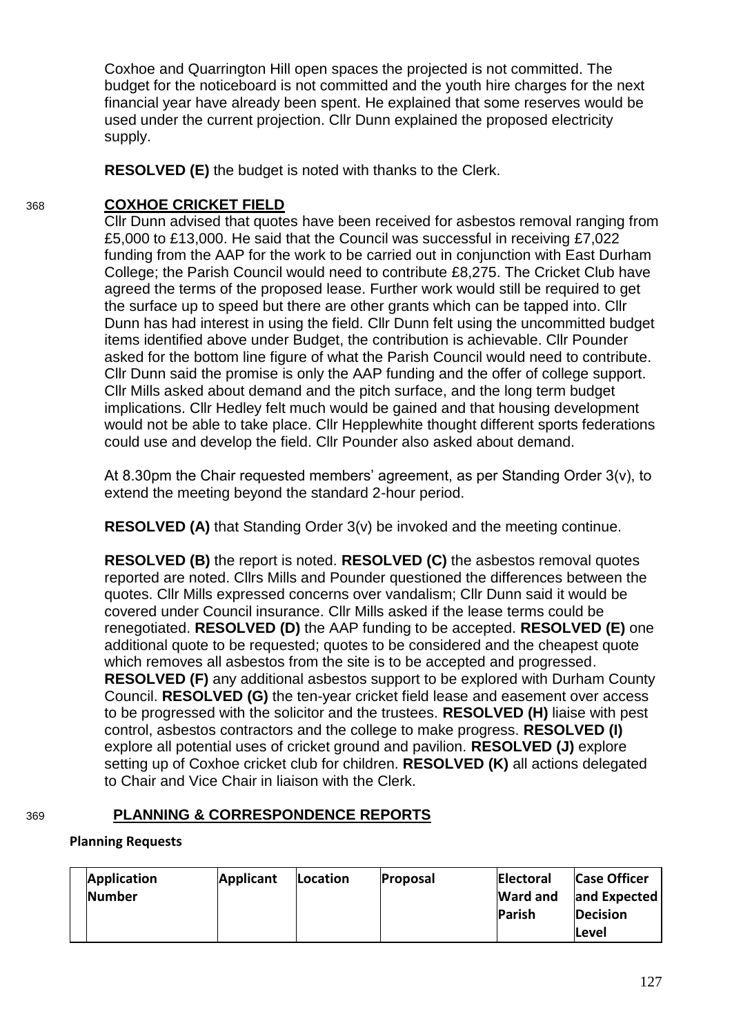Coxhoe and Quarrington Hill open spaces the projected is not committed. The budget for the noticeboard is not committed and the youth hire charges for the next financial year have already been spent. He explained that some reserves would be used under the current projection. Cllr Dunn explained the proposed electricity supply.

**RESOLVED (E)** the budget is noted with thanks to the Clerk.

## 368 COXHOE CRICKET FIELD

Cllr Dunn advised that quotes have been received for asbestos removal ranging from £5,000 to £13,000. He said that the Council was successful in receiving £7,022 funding from the AAP for the work to be carried out in conjunction with East Durham College; the Parish Council would need to contribute £8,275. The Cricket Club have agreed the terms of the proposed lease. Further work would still be required to get the surface up to speed but there are other grants which can be tapped into. Cllr Dunn has had interest in using the field. Cllr Dunn felt using the uncommitted budget items identified above under Budget, the contribution is achievable. Cllr Pounder asked for the bottom line figure of what the Parish Council would need to contribute. Cllr Dunn said the promise is only the AAP funding and the offer of college support. Cllr Mills asked about demand and the pitch surface, and the long term budget implications. Cllr Hedley felt much would be gained and that housing development would not be able to take place. Cllr Hepplewhite thought different sports federations could use and develop the field. Cllr Pounder also asked about demand.

At 8.30pm the Chair requested members' agreement, as per Standing Order 3(v), to extend the meeting beyond the standard 2-hour period.

**RESOLVED (A)** that Standing Order 3(v) be invoked and the meeting continue.

**RESOLVED (B)** the report is noted. **RESOLVED (C)** the asbestos removal quotes reported are noted. Cllrs Mills and Pounder questioned the differences between the quotes. Cllr Mills expressed concerns over vandalism; Cllr Dunn said it would be covered under Council insurance. Cllr Mills asked if the lease terms could be renegotiated. **RESOLVED (D)** the AAP funding to be accepted. **RESOLVED (E)** one additional quote to be requested; quotes to be considered and the cheapest quote which removes all asbestos from the site is to be accepted and progressed. **RESOLVED (F)** any additional asbestos support to be explored with Durham County Council. **RESOLVED (G)** the ten-year cricket field lease and easement over access to be progressed with the solicitor and the trustees. **RESOLVED (H)** liaise with pest control, asbestos contractors and the college to make progress. **RESOLVED (I)** explore all potential uses of cricket ground and pavilion. **RESOLVED (J)** explore setting up of Coxhoe cricket club for children. **RESOLVED (K)** all actions delegated to Chair and Vice Chair in liaison with the Clerk.

## 369 PLANNING & CORRESPONDENCE REPORTS

**Planning Requests**

| Application Number | Applicant | Location | Proposal | Electoral Ward and Parish | Case Officer and Expected Decision Level |
|---|---|---|---|---|---|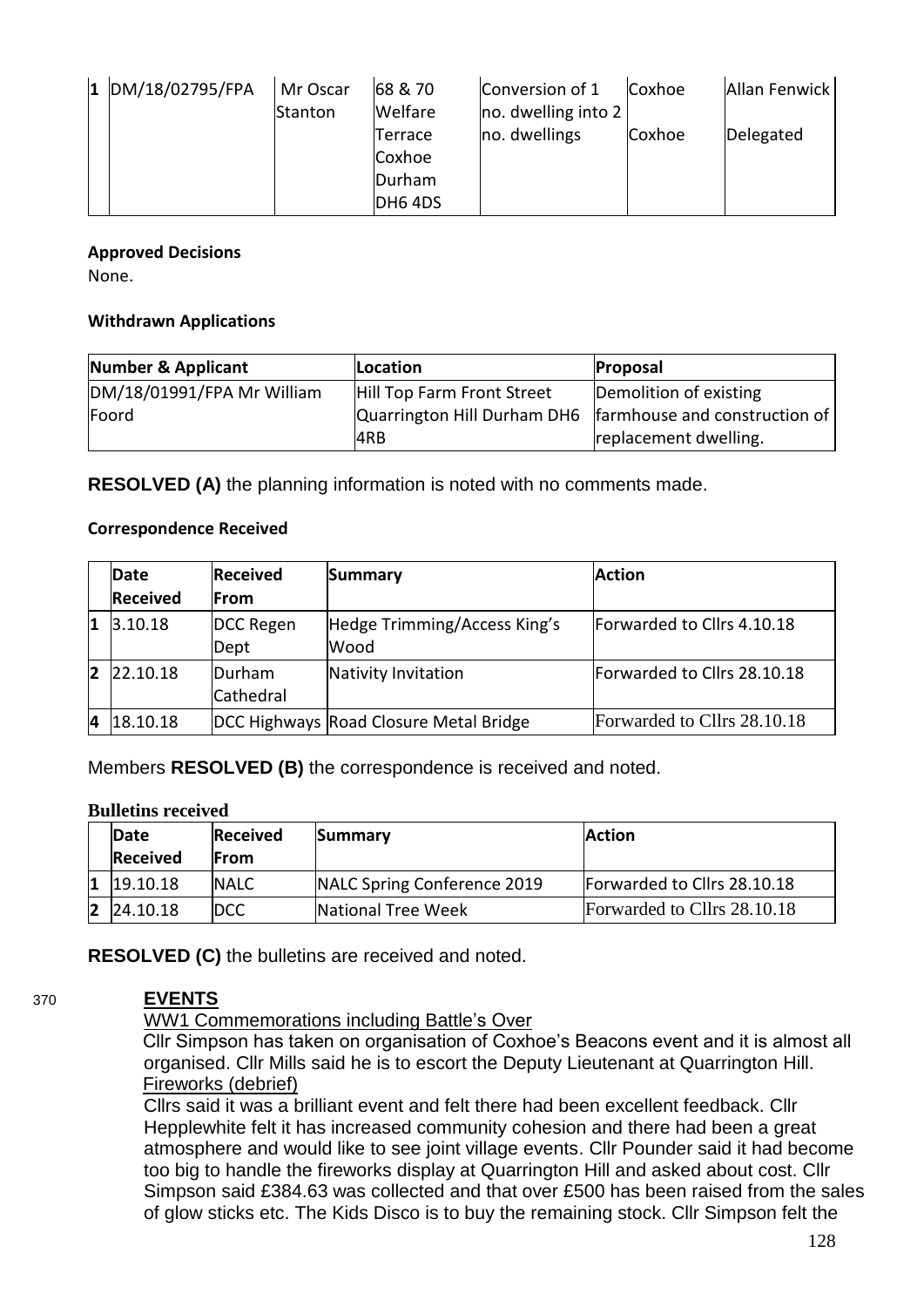| 1 | DM/18/02795/FPA | Mr Oscar Stanton | 68 & 70 Welfare Terrace Coxhoe Durham DH6 4DS | Conversion of 1 no. dwelling into 2 no. dwellings | Coxhoe<br>Coxhoe | Allan Fenwick<br>Delegated |
|---|---|---|---|---|---|---|

**Approved Decisions**

None.

**Withdrawn Applications**

| Number & Applicant | Location | Proposal |
|---|---|---|
| DM/18/01991/FPA Mr William Foord | Hill Top Farm Front Street Quarrington Hill Durham DH6 4RB | Demolition of existing farmhouse and construction of replacement dwelling. |

**RESOLVED (A)** the planning information is noted with no comments made.

**Correspondence Received**

| | Date Received | Received From | Summary | Action |
|---|---|---|---|---|
| 1 | 3.10.18 | DCC Regen Dept | Hedge Trimming/Access King's Wood | Forwarded to Cllrs 4.10.18 |
| 2 | 22.10.18 | Durham Cathedral | Nativity Invitation | Forwarded to Cllrs 28.10.18 |
| 4 | 18.10.18 | DCC Highways | Road Closure Metal Bridge | Forwarded to Cllrs 28.10.18 |

Members **RESOLVED (B)** the correspondence is received and noted.

**Bulletins received**

| | Date Received | Received From | Summary | Action |
|---|---|---|---|---|
| 1 | 19.10.18 | NALC | NALC Spring Conference 2019 | Forwarded to Cllrs 28.10.18 |
| 2 | 24.10.18 | DCC | National Tree Week | Forwarded to Cllrs 28.10.18 |

**RESOLVED (C)** the bulletins are received and noted.

370 **EVENTS**

WW1 Commemorations including Battle's Over

Cllr Simpson has taken on organisation of Coxhoe's Beacons event and it is almost all organised. Cllr Mills said he is to escort the Deputy Lieutenant at Quarrington Hill.

Fireworks (debrief)

Cllrs said it was a brilliant event and felt there had been excellent feedback. Cllr Hepplewhite felt it has increased community cohesion and there had been a great atmosphere and would like to see joint village events. Cllr Pounder said it had become too big to handle the fireworks display at Quarrington Hill and asked about cost. Cllr Simpson said £384.63 was collected and that over £500 has been raised from the sales of glow sticks etc. The Kids Disco is to buy the remaining stock. Cllr Simpson felt the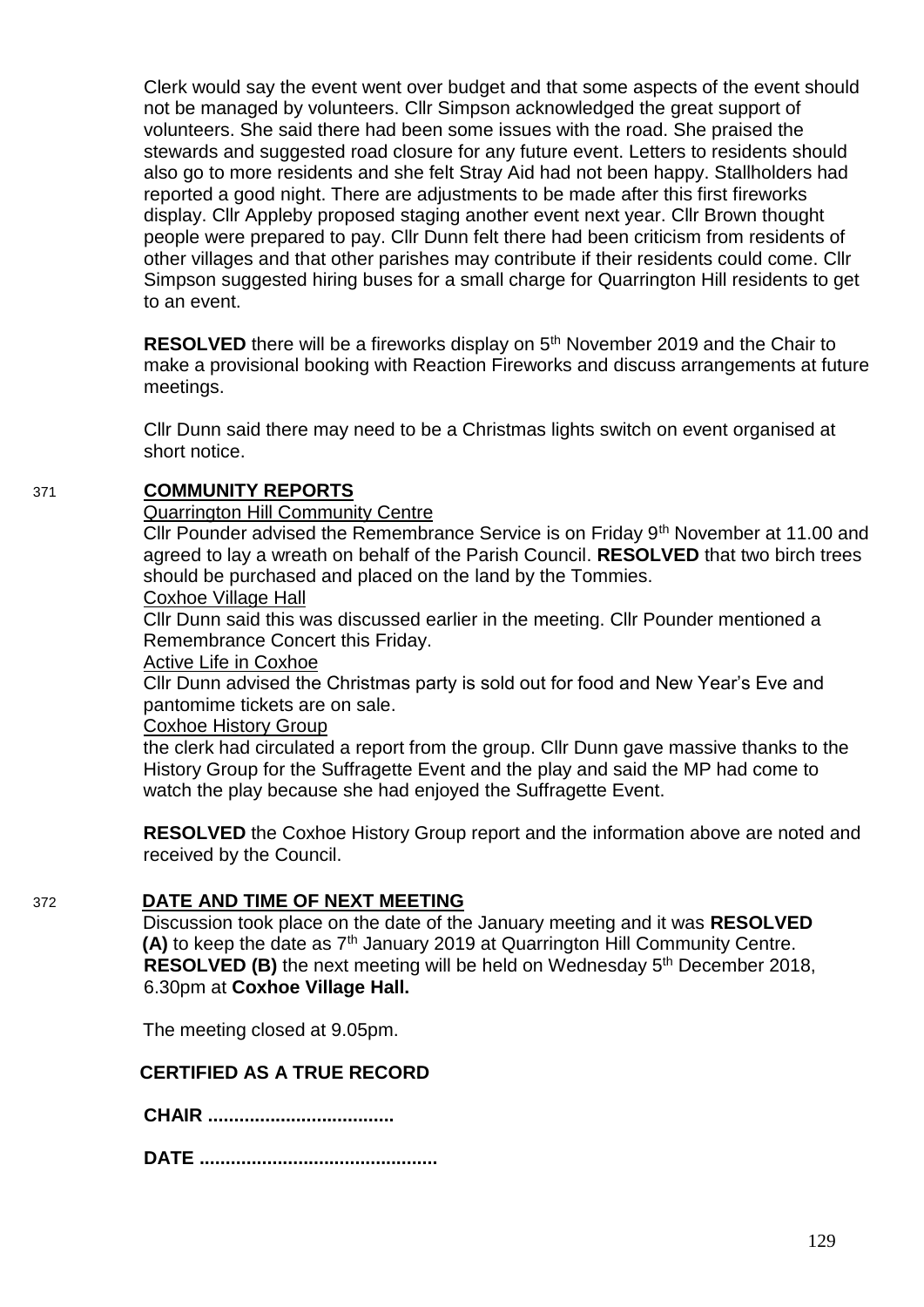Clerk would say the event went over budget and that some aspects of the event should not be managed by volunteers. Cllr Simpson acknowledged the great support of volunteers. She said there had been some issues with the road. She praised the stewards and suggested road closure for any future event. Letters to residents should also go to more residents and she felt Stray Aid had not been happy. Stallholders had reported a good night. There are adjustments to be made after this first fireworks display. Cllr Appleby proposed staging another event next year. Cllr Brown thought people were prepared to pay. Cllr Dunn felt there had been criticism from residents of other villages and that other parishes may contribute if their residents could come. Cllr Simpson suggested hiring buses for a small charge for Quarrington Hill residents to get to an event.

**RESOLVED** there will be a fireworks display on 5th November 2019 and the Chair to make a provisional booking with Reaction Fireworks and discuss arrangements at future meetings.

Cllr Dunn said there may need to be a Christmas lights switch on event organised at short notice.

371 **COMMUNITY REPORTS**

Quarrington Hill Community Centre

Cllr Pounder advised the Remembrance Service is on Friday 9th November at 11.00 and agreed to lay a wreath on behalf of the Parish Council. **RESOLVED** that two birch trees should be purchased and placed on the land by the Tommies.

Coxhoe Village Hall

Cllr Dunn said this was discussed earlier in the meeting. Cllr Pounder mentioned a Remembrance Concert this Friday.

Active Life in Coxhoe

Cllr Dunn advised the Christmas party is sold out for food and New Year's Eve and pantomime tickets are on sale.

Coxhoe History Group

the clerk had circulated a report from the group. Cllr Dunn gave massive thanks to the History Group for the Suffragette Event and the play and said the MP had come to watch the play because she had enjoyed the Suffragette Event.

**RESOLVED** the Coxhoe History Group report and the information above are noted and received by the Council.

372 **DATE AND TIME OF NEXT MEETING**

Discussion took place on the date of the January meeting and it was **RESOLVED (A)** to keep the date as 7th January 2019 at Quarrington Hill Community Centre. **RESOLVED (B)** the next meeting will be held on Wednesday 5th December 2018, 6.30pm at **Coxhoe Village Hall.**

The meeting closed at 9.05pm.

**CERTIFIED AS A TRUE RECORD**

**CHAIR ....................................**

**DATE .............................................**